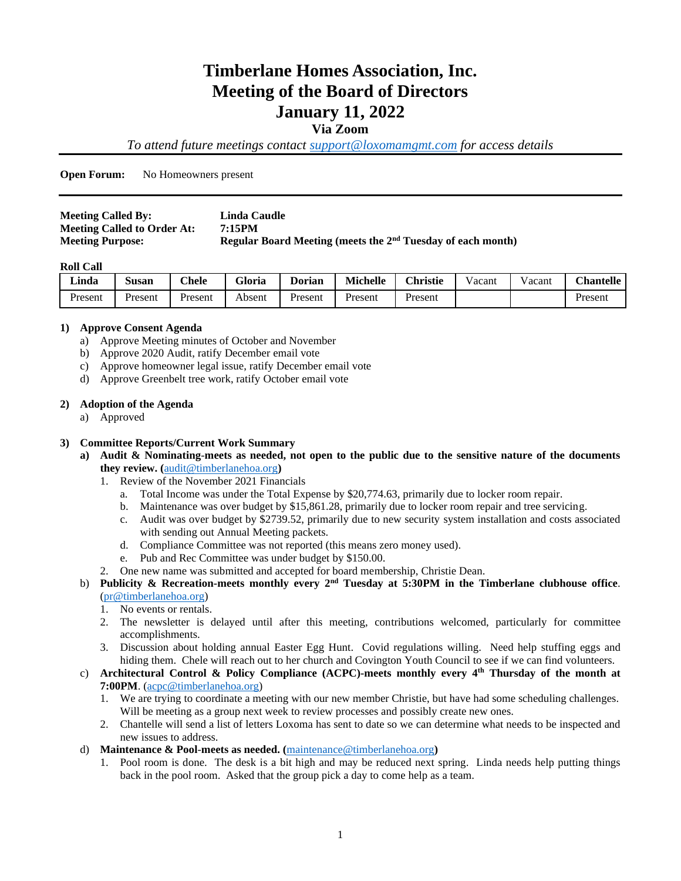# Timberlane Homes Association, Inc.
# Meeting of the Board of Directors
# January 11, 2022

**Via Zoom**

*To attend future meetings contact support@loxomamgmt.com for access details*

---

**Open Forum:** No Homeowners present

---

| | |
|---|---|
| **Meeting Called By:** | **Linda Caudle** |
| **Meeting Called to Order At:** | **7:15PM** |
| **Meeting Purpose:** | **Regular Board Meeting (meets the 2nd Tuesday of each month)** |

**Roll Call**

| Linda | Susan | Chele | Gloria | Dorian | Michelle | Christie | Vacant | Vacant | Chantelle |
|---|---|---|---|---|---|---|---|---|---|
| Present | Present | Present | Absent | Present | Present | Present | | | Present |

**1) Approve Consent Agenda**
   a) Approve Meeting minutes of October and November
   b) Approve 2020 Audit, ratify December email vote
   c) Approve homeowner legal issue, ratify December email vote
   d) Approve Greenbelt tree work, ratify October email vote

**2) Adoption of the Agenda**
   a) Approved

**3) Committee Reports/Current Work Summary**
   **a) Audit & Nominating-meets as needed, not open to the public due to the sensitive nature of the documents they review. (audit@timberlanehoa.org)**
      1. Review of the November 2021 Financials
         a. Total Income was under the Total Expense by $20,774.63, primarily due to locker room repair.
         b. Maintenance was over budget by $15,861.28, primarily due to locker room repair and tree servicing.
         c. Audit was over budget by $2739.52, primarily due to new security system installation and costs associated with sending out Annual Meeting packets.
         d. Compliance Committee was not reported (this means zero money used).
         e. Pub and Rec Committee was under budget by $150.00.
      2. One new name was submitted and accepted for board membership, Christie Dean.

   b) **Publicity & Recreation-meets monthly every 2nd Tuesday at 5:30PM in the Timberlane clubhouse office**. (pr@timberlanehoa.org)
      1. No events or rentals.
      2. The newsletter is delayed until after this meeting, contributions welcomed, particularly for committee accomplishments.
      3. Discussion about holding annual Easter Egg Hunt. Covid regulations willing. Need help stuffing eggs and hiding them. Chele will reach out to her church and Covington Youth Council to see if we can find volunteers.

   c) **Architectural Control & Policy Compliance (ACPC)-meets monthly every 4th Thursday of the month at 7:00PM**. (acpc@timberlanehoa.org)
      1. We are trying to coordinate a meeting with our new member Christie, but have had some scheduling challenges. Will be meeting as a group next week to review processes and possibly create new ones.
      2. Chantelle will send a list of letters Loxoma has sent to date so we can determine what needs to be inspected and new issues to address.

   d) **Maintenance & Pool-meets as needed. (maintenance@timberlanehoa.org)**
      1. Pool room is done. The desk is a bit high and may be reduced next spring. Linda needs help putting things back in the pool room. Asked that the group pick a day to come help as a team.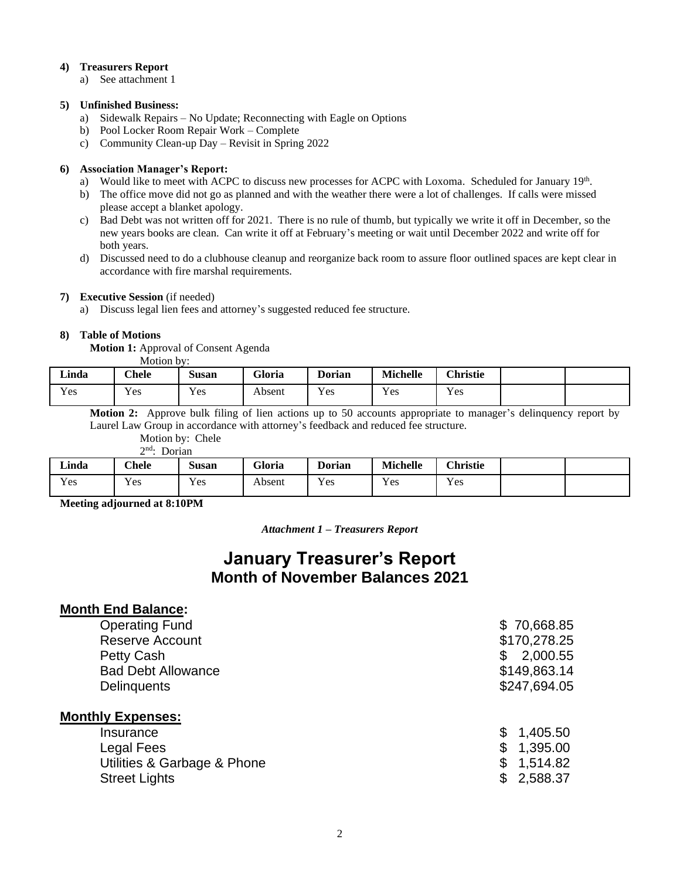**4) Treasurers Report**

a) See attachment 1

**5) Unfinished Business:**

a) Sidewalk Repairs – No Update; Reconnecting with Eagle on Options
b) Pool Locker Room Repair Work – Complete
c) Community Clean-up Day – Revisit in Spring 2022

**6) Association Manager's Report:**

a) Would like to meet with ACPC to discuss new processes for ACPC with Loxoma. Scheduled for January 19th.
b) The office move did not go as planned and with the weather there were a lot of challenges. If calls were missed please accept a blanket apology.
c) Bad Debt was not written off for 2021. There is no rule of thumb, but typically we write it off in December, so the new years books are clean. Can write it off at February's meeting or wait until December 2022 and write off for both years.
d) Discussed need to do a clubhouse cleanup and reorganize back room to assure floor outlined spaces are kept clear in accordance with fire marshal requirements.

**7) Executive Session** (if needed)

a) Discuss legal lien fees and attorney's suggested reduced fee structure.

**8) Table of Motions**

**Motion 1:** Approval of Consent Agenda

Motion by:

| Linda | Chele | Susan | Gloria | Dorian | Michelle | Christie | | |
|---|---|---|---|---|---|---|---|---|
| Yes | Yes | Yes | Absent | Yes | Yes | Yes | | |

**Motion 2:** Approve bulk filing of lien actions up to 50 accounts appropriate to manager's delinquency report by Laurel Law Group in accordance with attorney's feedback and reduced fee structure.

Motion by: Chele

2nd: Dorian

| Linda | Chele | Susan | Gloria | Dorian | Michelle | Christie | | |
|---|---|---|---|---|---|---|---|---|
| Yes | Yes | Yes | Absent | Yes | Yes | Yes | | |

**Meeting adjourned at 8:10PM**

***Attachment 1 – Treasurers Report***

# January Treasurer's Report
## Month of November Balances 2021

**Month End Balance:**

| | |
|---|---|
| Operating Fund | $ 70,668.85 |
| Reserve Account | $170,278.25 |
| Petty Cash | $ 2,000.55 |
| Bad Debt Allowance | $149,863.14 |
| Delinquents | $247,694.05 |

**Monthly Expenses:**

| | |
|---|---|
| Insurance | $ 1,405.50 |
| Legal Fees | $ 1,395.00 |
| Utilities & Garbage & Phone | $ 1,514.82 |
| Street Lights | $ 2,588.37 |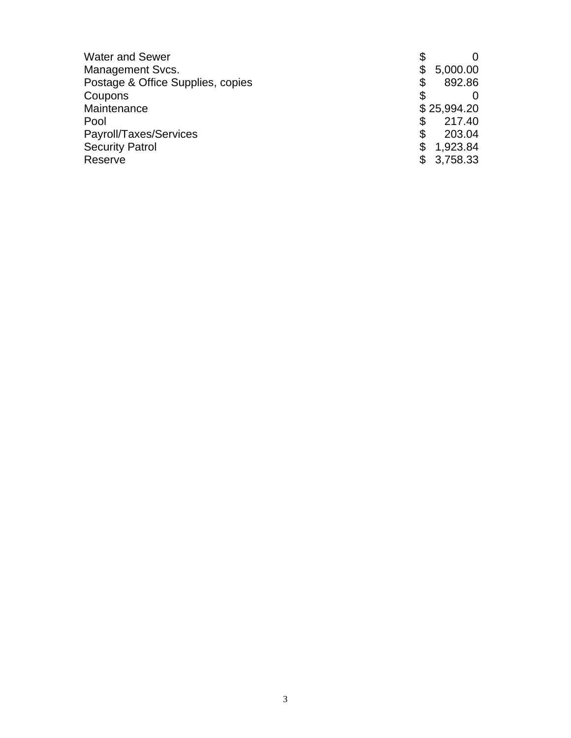| | |
|---|---|
| Water and Sewer | $ 0 |
| Management Svcs. | $ 5,000.00 |
| Postage & Office Supplies, copies | $ 892.86 |
| Coupons | $ 0 |
| Maintenance | $ 25,994.20 |
| Pool | $ 217.40 |
| Payroll/Taxes/Services | $ 203.04 |
| Security Patrol | $ 1,923.84 |
| Reserve | $ 3,758.33 |